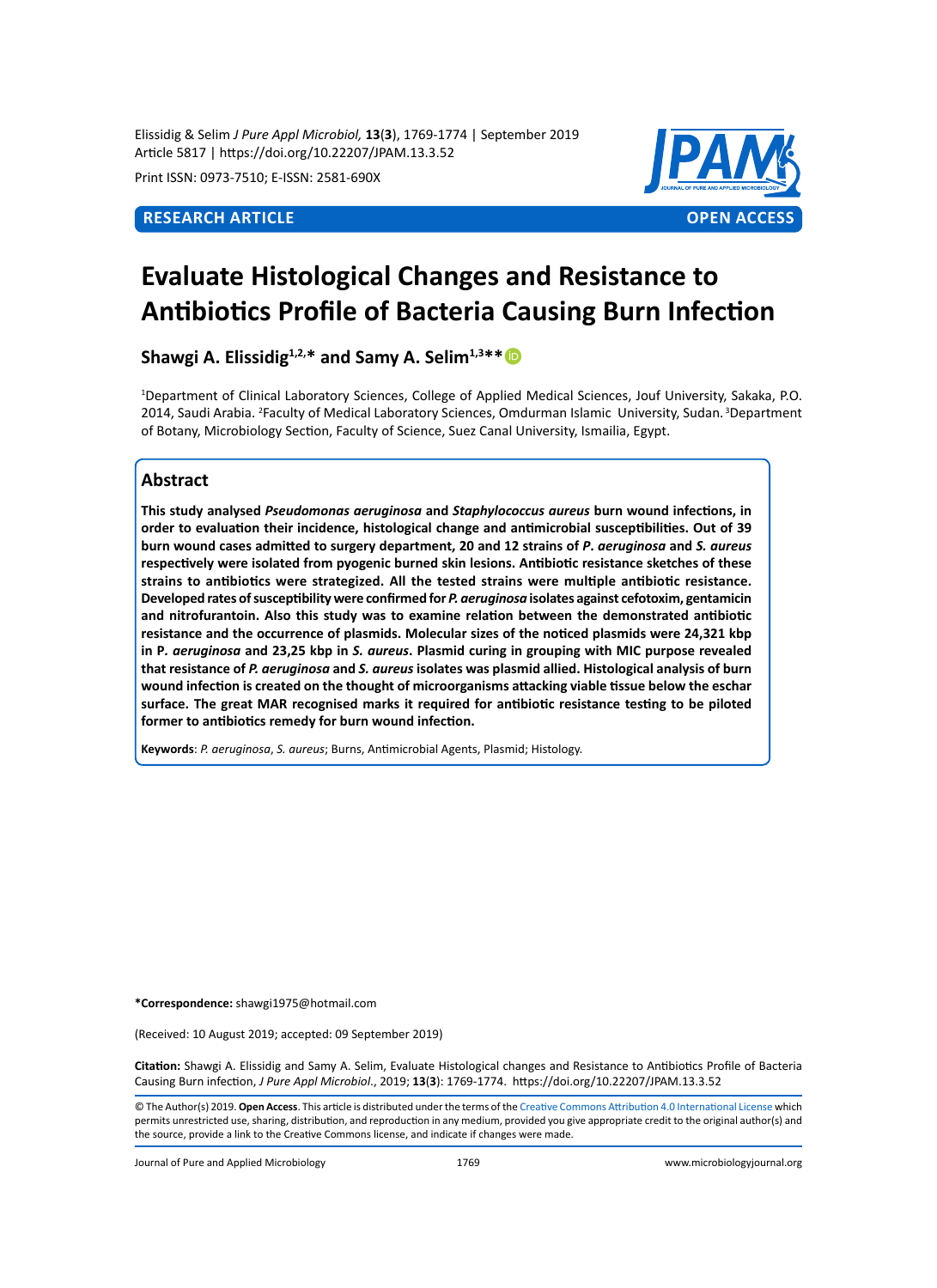RESEARCH ARTICLE | OPEN ACCESS

# Evaluate Histological Changes and Resistance to Antibiotics Profile of Bacteria Causing Burn Infection

**Shawgi A. Elissidig[1,2,*] and Samy A. Selim[1,3**]**

[1]Department of Clinical Laboratory Sciences, College of Applied Medical Sciences, Jouf University, Sakaka, P.O. 2014, Saudi Arabia. [2]Faculty of Medical Laboratory Sciences, Omdurman Islamic University, Sudan. [3]Department of Botany, Microbiology Section, Faculty of Science, Suez Canal University, Ismailia, Egypt.

## Abstract

**This study analysed *Pseudomonas aeruginosa* and *Staphylococcus aureus* burn wound infections, in order to evaluation their incidence, histological change and antimicrobial susceptibilities. Out of 39 burn wound cases admitted to surgery department, 20 and 12 strains of *P. aeruginosa* and *S. aureus* respectively were isolated from pyogenic burned skin lesions. Antibiotic resistance sketches of these strains to antibiotics were strategized. All the tested strains were multiple antibiotic resistance. Developed rates of susceptibility were confirmed for *P. aeruginosa* isolates against cefotoxim, gentamicin and nitrofurantoin. Also this study was to examine relation between the demonstrated antibiotic resistance and the occurrence of plasmids. Molecular sizes of the noticed plasmids were 24,321 kbp in P. *aeruginosa* and 23,25 kbp in *S. aureus*. Plasmid curing in grouping with MIC purpose revealed that resistance of *P. aeruginosa* and *S. aureus* isolates was plasmid allied. Histological analysis of burn wound infection is created on the thought of microorganisms attacking viable tissue below the eschar surface. The great MAR recognised marks it required for antibiotic resistance testing to be piloted former to antibiotics remedy for burn wound infection.**

**Keywords**: *P. aeruginosa*, *S. aureus*; Burns, Antimicrobial Agents, Plasmid; Histology.

**\*Correspondence:** shawgi1975@hotmail.com

(Received: 10 August 2019; accepted: 09 September 2019)

**Citation:** Shawgi A. Elissidig and Samy A. Selim, Evaluate Histological changes and Resistance to Antibiotics Profile of Bacteria Causing Burn infection, *J Pure Appl Microbiol*., 2019; **13**(**3**): 1769-1774. https://doi.org/10.22207/JPAM.13.3.52

© The Author(s) 2019. **Open Access**. This article is distributed under the terms of the Creative Commons Attribution 4.0 International License which permits unrestricted use, sharing, distribution, and reproduction in any medium, provided you give appropriate credit to the original author(s) and the source, provide a link to the Creative Commons license, and indicate if changes were made.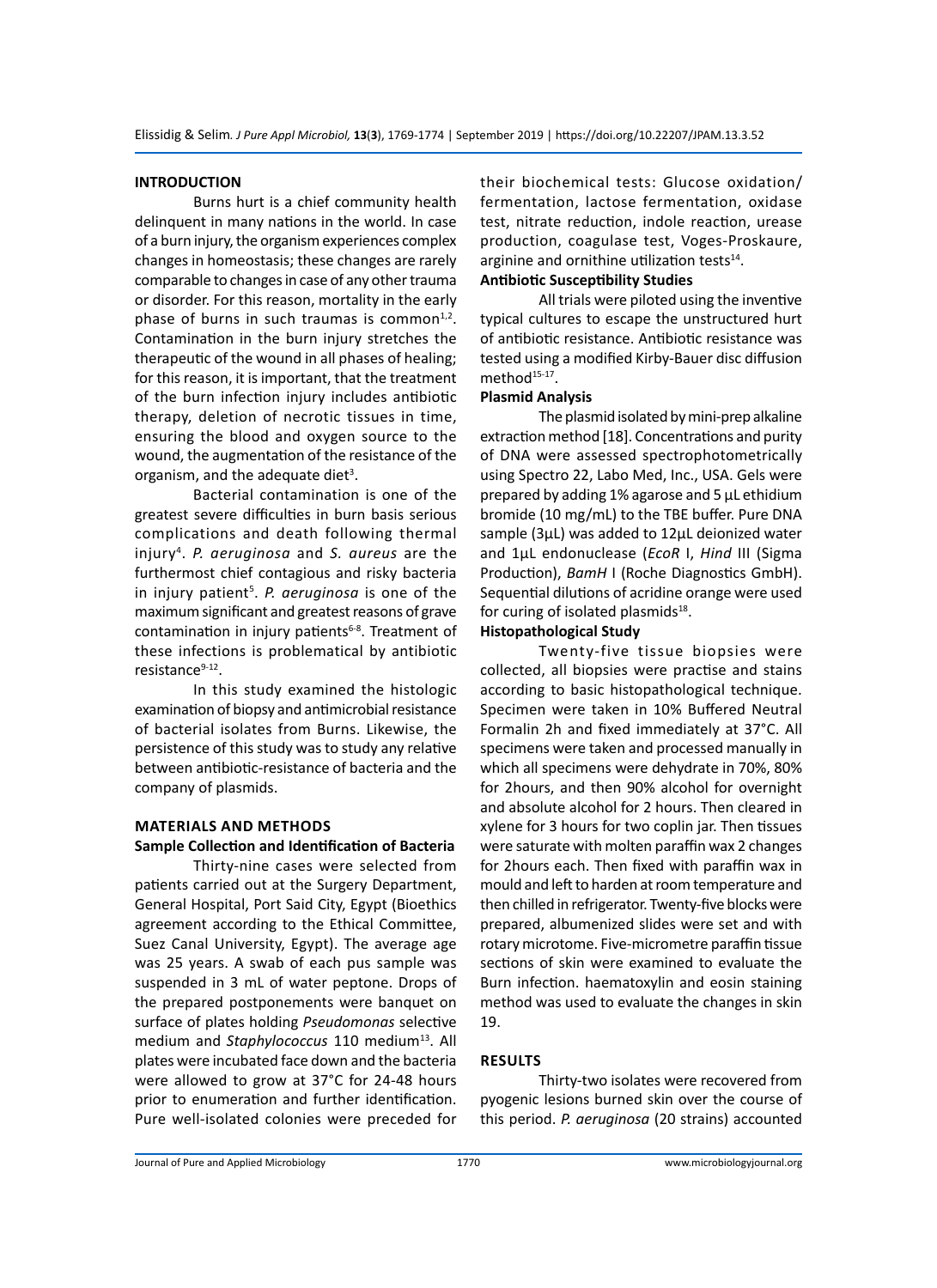## INTRODUCTION

Burns hurt is a chief community health delinquent in many nations in the world. In case of a burn injury, the organism experiences complex changes in homeostasis; these changes are rarely comparable to changes in case of any other trauma or disorder. For this reason, mortality in the early phase of burns in such traumas is common[1,2]. Contamination in the burn injury stretches the therapeutic of the wound in all phases of healing; for this reason, it is important, that the treatment of the burn infection injury includes antibiotic therapy, deletion of necrotic tissues in time, ensuring the blood and oxygen source to the wound, the augmentation of the resistance of the organism, and the adequate diet[3].

Bacterial contamination is one of the greatest severe difficulties in burn basis serious complications and death following thermal injury[4]. *P. aeruginosa* and *S. aureus* are the furthermost chief contagious and risky bacteria in injury patient[5]. *P. aeruginosa* is one of the maximum significant and greatest reasons of grave contamination in injury patients[6-8]. Treatment of these infections is problematical by antibiotic resistance[9-12].

In this study examined the histologic examination of biopsy and antimicrobial resistance of bacterial isolates from Burns. Likewise, the persistence of this study was to study any relative between antibiotic-resistance of bacteria and the company of plasmids.

## MATERIALS AND METHODS

### Sample Collection and Identification of Bacteria

Thirty-nine cases were selected from patients carried out at the Surgery Department, General Hospital, Port Said City, Egypt (Bioethics agreement according to the Ethical Committee, Suez Canal University, Egypt). The average age was 25 years. A swab of each pus sample was suspended in 3 mL of water peptone. Drops of the prepared postponements were banquet on surface of plates holding *Pseudomonas* selective medium and *Staphylococcus* 110 medium[13]. All plates were incubated face down and the bacteria were allowed to grow at 37°C for 24-48 hours prior to enumeration and further identification. Pure well-isolated colonies were preceded for their biochemical tests: Glucose oxidation/fermentation, lactose fermentation, oxidase test, nitrate reduction, indole reaction, urease production, coagulase test, Voges-Proskaure, arginine and ornithine utilization tests[14].

### Antibiotic Susceptibility Studies

All trials were piloted using the inventive typical cultures to escape the unstructured hurt of antibiotic resistance. Antibiotic resistance was tested using a modified Kirby-Bauer disc diffusion method[15-17].

### Plasmid Analysis

The plasmid isolated by mini-prep alkaline extraction method [18]. Concentrations and purity of DNA were assessed spectrophotometrically using Spectro 22, Labo Med, Inc., USA. Gels were prepared by adding 1% agarose and 5 µL ethidium bromide (10 mg/mL) to the TBE buffer. Pure DNA sample (3µL) was added to 12µL deionized water and 1µL endonuclease (*EcoR* I, *Hind* III (Sigma Production), *BamH* I (Roche Diagnostics GmbH). Sequential dilutions of acridine orange were used for curing of isolated plasmids[18].

### Histopathological Study

Twenty-five tissue biopsies were collected, all biopsies were practise and stains according to basic histopathological technique. Specimen were taken in 10% Buffered Neutral Formalin 2h and fixed immediately at 37°C. All specimens were taken and processed manually in which all specimens were dehydrate in 70%, 80% for 2hours, and then 90% alcohol for overnight and absolute alcohol for 2 hours. Then cleared in xylene for 3 hours for two coplin jar. Then tissues were saturate with molten paraffin wax 2 changes for 2hours each. Then fixed with paraffin wax in mould and left to harden at room temperature and then chilled in refrigerator. Twenty-five blocks were prepared, albumenized slides were set and with rotary microtome. Five-micrometre paraffin tissue sections of skin were examined to evaluate the Burn infection. haematoxylin and eosin staining method was used to evaluate the changes in skin 19.

## RESULTS

Thirty-two isolates were recovered from pyogenic lesions burned skin over the course of this period. *P. aeruginosa* (20 strains) accounted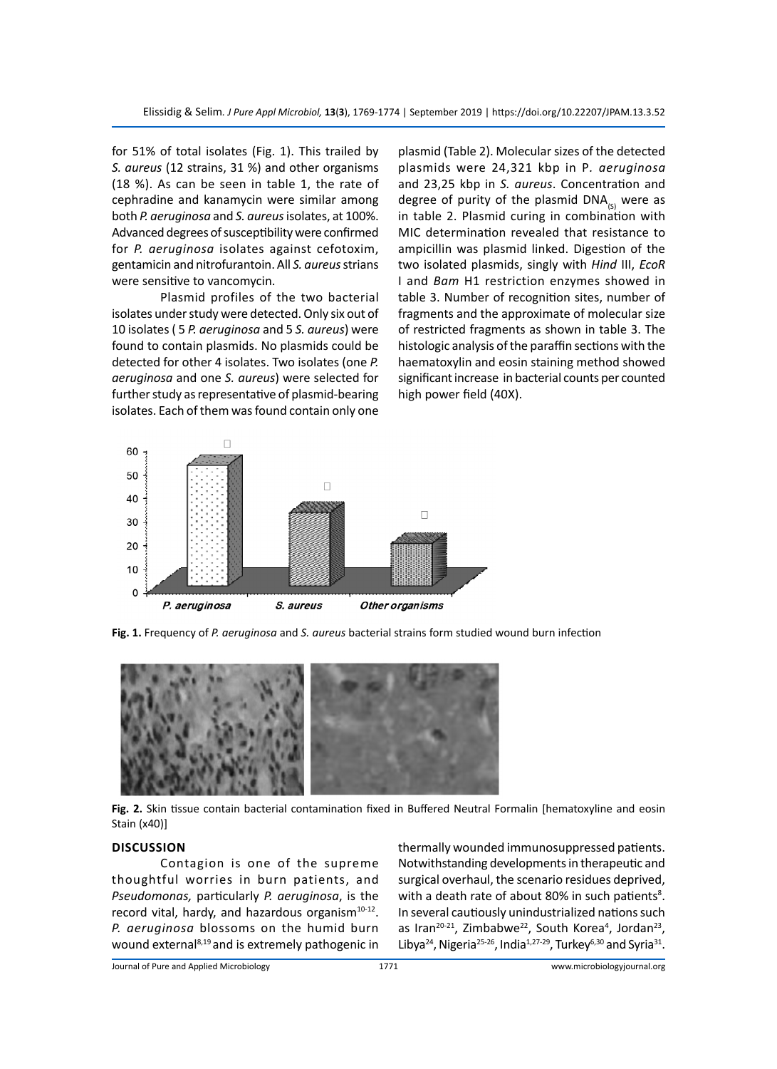for 51% of total isolates (Fig. 1). This trailed by *S. aureus* (12 strains, 31 %) and other organisms (18 %). As can be seen in table 1, the rate of cephradine and kanamycin were similar among both *P. aeruginosa* and *S. aureus* isolates, at 100%. Advanced degrees of susceptibility were confirmed for *P. aeruginosa* isolates against cefotoxim, gentamicin and nitrofurantoin. All *S. aureus* strians were sensitive to vancomycin.

Plasmid profiles of the two bacterial isolates under study were detected. Only six out of 10 isolates ( 5 *P. aeruginosa* and 5 *S. aureus*) were found to contain plasmids. No plasmids could be detected for other 4 isolates. Two isolates (one *P. aeruginosa* and one *S. aureus*) were selected for further study as representative of plasmid-bearing isolates. Each of them was found contain only one plasmid (Table 2). Molecular sizes of the detected plasmids were 24,321 kbp in P*. aeruginosa* and 23,25 kbp in *S. aureus*. Concentration and degree of purity of the plasmid $DNA_{(S)}$ were as in table 2. Plasmid curing in combination with MIC determination revealed that resistance to ampicillin was plasmid linked. Digestion of the two isolated plasmids, singly with *Hind* III, *EcoR* I and *Bam* H1 restriction enzymes showed in table 3. Number of recognition sites, number of fragments and the approximate of molecular size of restricted fragments as shown in table 3. The histologic analysis of the paraffin sections with the haematoxylin and eosin staining method showed significant increase in bacterial counts per counted high power field (40X).

**Fig. 1.** Frequency of *P. aeruginosa* and *S. aureus* bacterial strains form studied wound burn infection

**Fig. 2.** Skin tissue contain bacterial contamination fixed in Buffered Neutral Formalin [hematoxyline and eosin Stain (x40)]

## DISCUSSION

Contagion is one of the supreme thoughtful worries in burn patients, and *Pseudomonas,* particularly *P. aeruginosa*, is the record vital, hardy, and hazardous organism[10-12]. *P. aeruginosa* blossoms on the humid burn wound external[8,19] and is extremely pathogenic in thermally wounded immunosuppressed patients. Notwithstanding developments in therapeutic and surgical overhaul, the scenario residues deprived, with a death rate of about 80% in such patients[8]. In several cautiously unindustrialized nations such as Iran[20-21], Zimbabwe[22], South Korea[4], Jordan[23], Libya[24], Nigeria[25-26], India[1,27-29], Turkey[6,30] and Syria[31].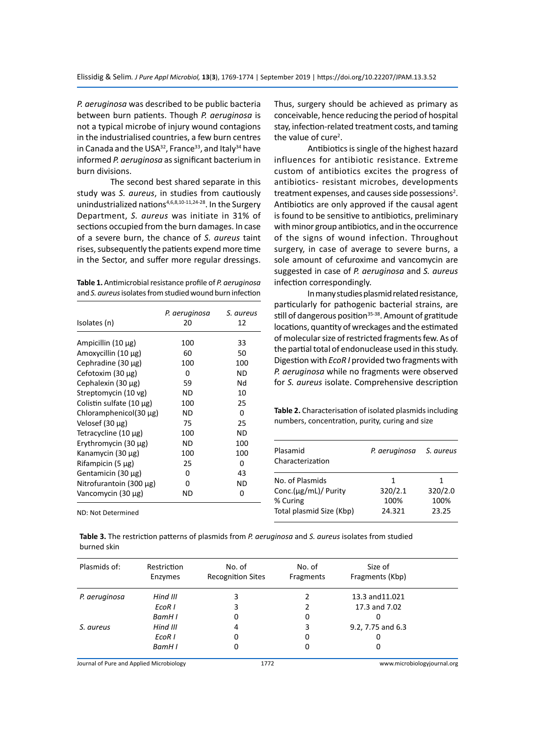*P. aeruginosa* was described to be public bacteria between burn patients. Though *P. aeruginosa* is not a typical microbe of injury wound contagions in the industrialised countries, a few burn centres in Canada and the USA[32], France[33], and Italy[34] have informed *P. aeruginosa* as significant bacterium in burn divisions.

The second best shared separate in this study was *S. aureus*, in studies from cautiously unindustrialized nations[4,6,8,10-11,24-28]. In the Surgery Department, *S. aureus* was initiate in 31% of sections occupied from the burn damages. In case of a severe burn, the chance of *S. aureus* taint rises, subsequently the patients expend more time in the Sector, and suffer more regular dressings.

**Table 1.** Antimicrobial resistance profile of *P. aeruginosa* and *S. aureus* isolates from studied wound burn infection

| Isolates (n) | *P. aeruginosa* 20 | *S. aureus* 12 |
|---|---|---|
| Ampicillin (10 µg) | 100 | 33 |
| Amoxycillin (10 µg) | 60 | 50 |
| Cephradine (30 µg) | 100 | 100 |
| Cefotoxim (30 µg) | 0 | ND |
| Cephalexin (30 µg) | 59 | Nd |
| Streptomycin (10 vg) | ND | 10 |
| Colistin sulfate (10 µg) | 100 | 25 |
| Chloramphenicol(30 µg) | ND | 0 |
| Velosef (30 µg) | 75 | 25 |
| Tetracycline (10 µg) | 100 | ND |
| Erythromycin (30 µg) | ND | 100 |
| Kanamycin (30 µg) | 100 | 100 |
| Rifampicin (5 µg) | 25 | 0 |
| Gentamicin (30 µg) | 0 | 43 |
| Nitrofurantoin (300 µg) | 0 | ND |
| Vancomycin (30 µg) | ND | 0 |

ND: Not Determined

Thus, surgery should be achieved as primary as conceivable, hence reducing the period of hospital stay, infection-related treatment costs, and taming the value of cure[2].

Antibiotics is single of the highest hazard influences for antibiotic resistance. Extreme custom of antibiotics excites the progress of antibiotics- resistant microbes, developments treatment expenses, and causes side possessions[2]. Antibiotics are only approved if the causal agent is found to be sensitive to antibiotics, preliminary with minor group antibiotics, and in the occurrence of the signs of wound infection. Throughout surgery, in case of average to severe burns, a sole amount of cefuroxime and vancomycin are suggested in case of *P. aeruginosa* and *S. aureus* infection correspondingly.

In many studies plasmid related resistance, particularly for pathogenic bacterial strains, are still of dangerous position[35-38]. Amount of gratitude locations, quantity of wreckages and the estimated of molecular size of restricted fragments few. As of the partial total of endonuclease used in this study. Digestion with *EcoR I* provided two fragments with *P. aeruginosa* while no fragments were observed for *S. aureus* isolate. Comprehensive description

**Table 2.** Characterisation of isolated plasmids including numbers, concentration, purity, curing and size

| Plasamid Characterization | *P. aeruginosa* | *S. aureus* |
|---|---|---|
| No. of Plasmids | 1 | 1 |
| Conc.(µg/mL)/ Purity | 320/2.1 | 320/2.0 |
| % Curing | 100% | 100% |
| Total plasmid Size (Kbp) | 24.321 | 23.25 |

**Table 3.** The restriction patterns of plasmids from *P. aeruginosa* and *S. aureus* isolates from studied burned skin

| Plasmids of: | Restriction Enzymes | No. of Recognition Sites | No. of Fragments | Size of Fragments (Kbp) |
|---|---|---|---|---|
| *P. aeruginosa* | *Hind III* | 3 | 2 | 13.3 and11.021 |
| | *EcoR I* | 3 | 2 | 17.3 and 7.02 |
| | *BamH I* | 0 | 0 | 0 |
| *S. aureus* | *Hind III* | 4 | 3 | 9.2, 7.75 and 6.3 |
| | *EcoR I* | 0 | 0 | 0 |
| | *BamH I* | 0 | 0 | 0 |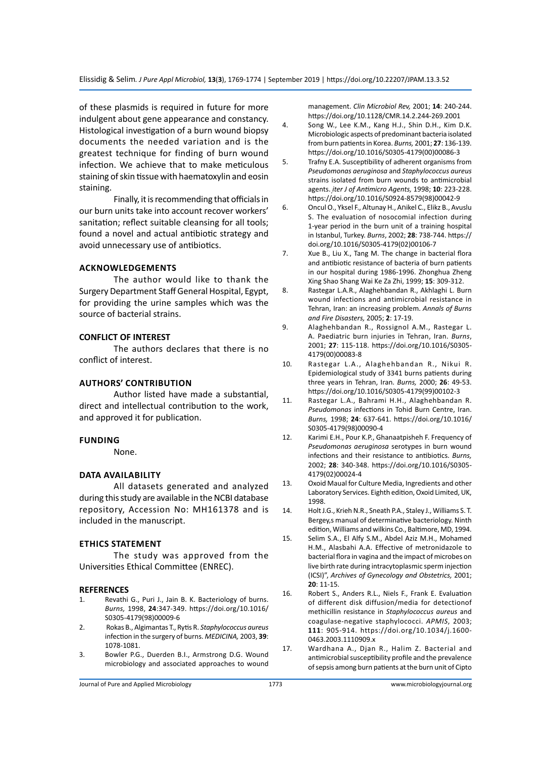of these plasmids is required in future for more indulgent about gene appearance and constancy. Histological investigation of a burn wound biopsy documents the needed variation and is the greatest technique for finding of burn wound infection. We achieve that to make meticulous staining of skin tissue with haematoxylin and eosin staining.

Finally, it is recommending that officials in our burn units take into account recover workers' sanitation; reflect suitable cleansing for all tools; found a novel and actual antibiotic strategy and avoid unnecessary use of antibiotics.

## ACKNOWLEDGEMENTS

The author would like to thank the Surgery Department Staff General Hospital, Egypt, for providing the urine samples which was the source of bacterial strains.

## CONFLICT OF INTEREST

The authors declares that there is no conflict of interest.

## AUTHORS' CONTRIBUTION

Author listed have made a substantial, direct and intellectual contribution to the work, and approved it for publication.

## FUNDING

None.

## DATA AVAILABILITY

All datasets generated and analyzed during this study are available in the NCBI database repository, Accession No: MH161378 and is included in the manuscript.

## ETHICS STATEMENT

The study was approved from the Universities Ethical Committee (ENREC).

## REFERENCES

1. Revathi G., Puri J., Jain B. K. Bacteriology of burns. *Burns,* 1998, **24**:347-349. https://doi.org/10.1016/S0305-4179(98)00009-6
2. Rokas B., Algimantas T., Rytis R. *Staphylococcus aureus* infection in the surgery of burns. *MEDICINA,* 2003, **39**: 1078-1081.
3. Bowler P.G., Duerden B.I., Armstrong D.G. Wound microbiology and associated approaches to wound management. *Clin Microbiol Rev,* 2001; **14**: 240-244. https://doi.org/10.1128/CMR.14.2.244-269.2001
4. Song W., Lee K.M., Kang H.J., Shin D.H., Kim D.K. Microbiologic aspects of predominant bacteria isolated from burn patients in Korea. *Burns,* 2001; **27**: 136-139. https://doi.org/10.1016/S0305-4179(00)00086-3
5. Trafny E.A. Susceptibility of adherent organisms from *Pseudomonas aeruginosa* and *Staphylococcus aureus* strains isolated from burn wounds to antimicrobial agents. *iter J of Antimicro Agents,* 1998; **10**: 223-228. https://doi.org/10.1016/S0924-8579(98)00042-9
6. Oncul O., Yksel F., Altunay H., Anikel C., Elikz B., Avuslu S. The evaluation of nosocomial infection during 1-year period in the burn unit of a training hospital in Istanbul, Turkey. *Burns*, 2002; **28**: 738-744. https://doi.org/10.1016/S0305-4179(02)00106-7
7. Xue B., Liu X., Tang M. The change in bacterial flora and antibiotic resistance of bacteria of burn patients in our hospital during 1986-1996. Zhonghua Zheng Xing Shao Shang Wai Ke Za Zhi, 1999; **15**: 309-312.
8. Rastegar L.A.R., Alaghehbandan R., Akhlaghi L. Burn wound infections and antimicrobial resistance in Tehran, Iran: an increasing problem. *Annals of Burns and Fire Disasters,* 2005; **2**: 17-19.
9. Alaghehbandan R., Rossignol A.M., Rastegar L. A. Paediatric burn injuries in Tehran, Iran. *Burns*, 2001; **27**: 115-118. https://doi.org/10.1016/S0305-4179(00)00083-8
10. Rastegar L.A., Alaghehbandan R., Nikui R. Epidemiological study of 3341 burns patients during three years in Tehran, Iran. *Burns,* 2000; **26**: 49-53. https://doi.org/10.1016/S0305-4179(99)00102-3
11. Rastegar L.A., Bahrami H.H., Alaghehbandan R. *Pseudomonas* infections in Tohid Burn Centre, Iran. *Burns,* 1998; **24**: 637-641. https://doi.org/10.1016/S0305-4179(98)00090-4
12. Karimi E.H., Pour K.P., Ghanaatpisheh F. Frequency of *Pseudomonas aeruginosa* serotypes in burn wound infections and their resistance to antibiotics. *Burns,* 2002; **28**: 340-348. https://doi.org/10.1016/S0305-4179(02)00024-4
13. Oxoid Maual for Culture Media, Ingredients and other Laboratory Services. Eighth edition, Oxoid Limited, UK, 1998.
14. Holt J.G., Krieh N.R., Sneath P.A., Staley J., Williams S. T. Bergey,s manual of determinative bacteriology. Ninth edition, Williams and wilkins Co., Baltimore, MD, 1994.
15. Selim S.A., El Alfy S.M., Abdel Aziz M.H., Mohamed H.M., Alasbahi A.A. Effective of metronidazole to bacterial flora in vagina and the impact of microbes on live birth rate during intracytoplasmic sperm injection (ICSI)", *Archives of Gynecology and Obstetrics,* 2001; **20**: 11-15.
16. Robert S., Anders R.L., Niels F., Frank E. Evaluation of different disk diffusion/media for detectionof methicillin resistance in *Staphylococcus aureus* and coagulase-negative staphylococci. *APMIS*, 2003; **111**: 905-914. https://doi.org/10.1034/j.1600-0463.2003.1110909.x
17. Wardhana A., Djan R., Halim Z. Bacterial and antimicrobial susceptibility profile and the prevalence of sepsis among burn patients at the burn unit of Cipto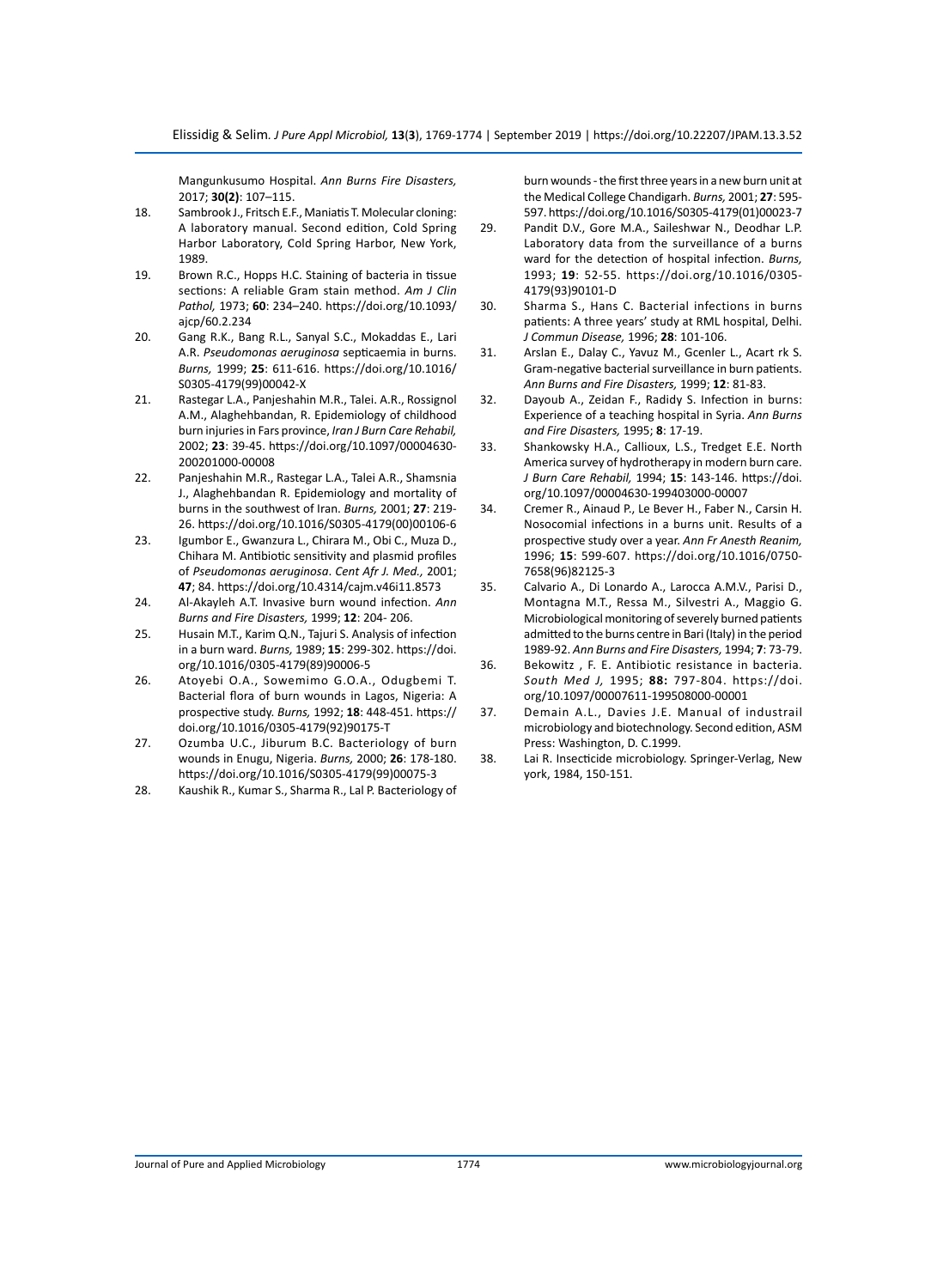Mangunkusumo Hospital. *Ann Burns Fire Disasters,* 2017; **30(2)**: 107–115.

18. Sambrook J., Fritsch E.F., Maniatis T. Molecular cloning: A laboratory manual. Second edition, Cold Spring Harbor Laboratory, Cold Spring Harbor, New York, 1989.
19. Brown R.C., Hopps H.C. Staining of bacteria in tissue sections: A reliable Gram stain method. *Am J Clin Pathol,* 1973; **60**: 234–240. https://doi.org/10.1093/ajcp/60.2.234
20. Gang R.K., Bang R.L., Sanyal S.C., Mokaddas E., Lari A.R. *Pseudomonas aeruginosa* septicaemia in burns. *Burns,* 1999; **25**: 611-616. https://doi.org/10.1016/S0305-4179(99)00042-X
21. Rastegar L.A., Panjeshahin M.R., Talei. A.R., Rossignol A.M., Alaghehbandan, R. Epidemiology of childhood burn injuries in Fars province, *Iran J Burn Care Rehabil,* 2002; **23**: 39-45. https://doi.org/10.1097/00004630-200201000-00008
22. Panjeshahin M.R., Rastegar L.A., Talei A.R., Shamsnia J., Alaghehbandan, R. Epidemiology and mortality of burns in the southwest of Iran. *Burns,* 2001; **27**: 219-26. https://doi.org/10.1016/S0305-4179(00)00106-6
23. Igumbor E., Gwanzura L., Chirara M., Obi C., Muza D., Chihara M. Antibiotic sensitivity and plasmid profiles of *Pseudomonas aeruginosa*. *Cent Afr J. Med.,* 2001; **47**; 84. https://doi.org/10.4314/cajm.v46i11.8573
24. Al-Akayleh A.T. Invasive burn wound infection. *Ann Burns and Fire Disasters,* 1999; **12**: 204- 206.
25. Husain M.T., Karim Q.N., Tajuri S. Analysis of infection in a burn ward. *Burns,* 1989; **15**: 299-302. https://doi.org/10.1016/0305-4179(89)90006-5
26. Atoyebi O.A., Sowemimo G.O.A., Odugbemi T. Bacterial flora of burn wounds in Lagos, Nigeria: A prospective study. *Burns,* 1992; **18**: 448-451. https://doi.org/10.1016/0305-4179(92)90175-T
27. Ozumba U.C., Jiburum B.C. Bacteriology of burn wounds in Enugu, Nigeria. *Burns,* 2000; **26**: 178-180. https://doi.org/10.1016/S0305-4179(99)00075-3
28. Kaushik R., Kumar S., Sharma R., Lal P. Bacteriology of burn wounds - the first three years in a new burn unit at the Medical College Chandigarh. *Burns,* 2001; **27**: 595-597. https://doi.org/10.1016/S0305-4179(01)00023-7
29. Pandit D.V., Gore M.A., Saileshwar N., Deodhar L.P. Laboratory data from the surveillance of a burns ward for the detection of hospital infection. *Burns,* 1993; **19**: 52-55. https://doi.org/10.1016/0305-4179(93)90101-D
30. Sharma S., Hans C. Bacterial infections in burns patients: A three years' study at RML hospital, Delhi. *J Commun Disease,* 1996; **28**: 101-106.
31. Arslan E., Dalay C., Yavuz M., Gcenler L., Acart rk S. Gram-negative bacterial surveillance in burn patients. *Ann Burns and Fire Disasters,* 1999; **12**: 81-83.
32. Dayoub A., Zeidan F., Radidy S. Infection in burns: Experience of a teaching hospital in Syria. *Ann Burns and Fire Disasters,* 1995; **8**: 17-19.
33. Shankowsky H.A., Callioux, L.S., Tredget E.E. North America survey of hydrotherapy in modern burn care. *J Burn Care Rehabil,* 1994; **15**: 143-146. https://doi.org/10.1097/00004630-199403000-00007
34. Cremer R., Ainaud P., Le Bever H., Faber N., Carsin H. Nosocomial infections in a burns unit. Results of a prospective study over a year. *Ann Fr Anesth Reanim,* 1996; **15**: 599-607. https://doi.org/10.1016/0750-7658(96)82125-3
35. Calvario A., Di Lonardo A., Larocca A.M.V., Parisi D., Montagna M.T., Ressa M., Silvestri A., Maggio G. Microbiological monitoring of severely burned patients admitted to the burns centre in Bari (Italy) in the period 1989-92. *Ann Burns and Fire Disasters,* 1994; **7**: 73-79.
36. Bekowitz , F. E. Antibiotic resistance in bacteria. *South Med J,* 1995; **88:** 797-804. https://doi.org/10.1097/00007611-199508000-00001
37. Demain A.L., Davies J.E. Manual of industrail microbiology and biotechnology. Second edition, ASM Press: Washington, D. C.1999.
38. Lai R. Insecticide microbiology. Springer-Verlag, New york, 1984, 150-151.